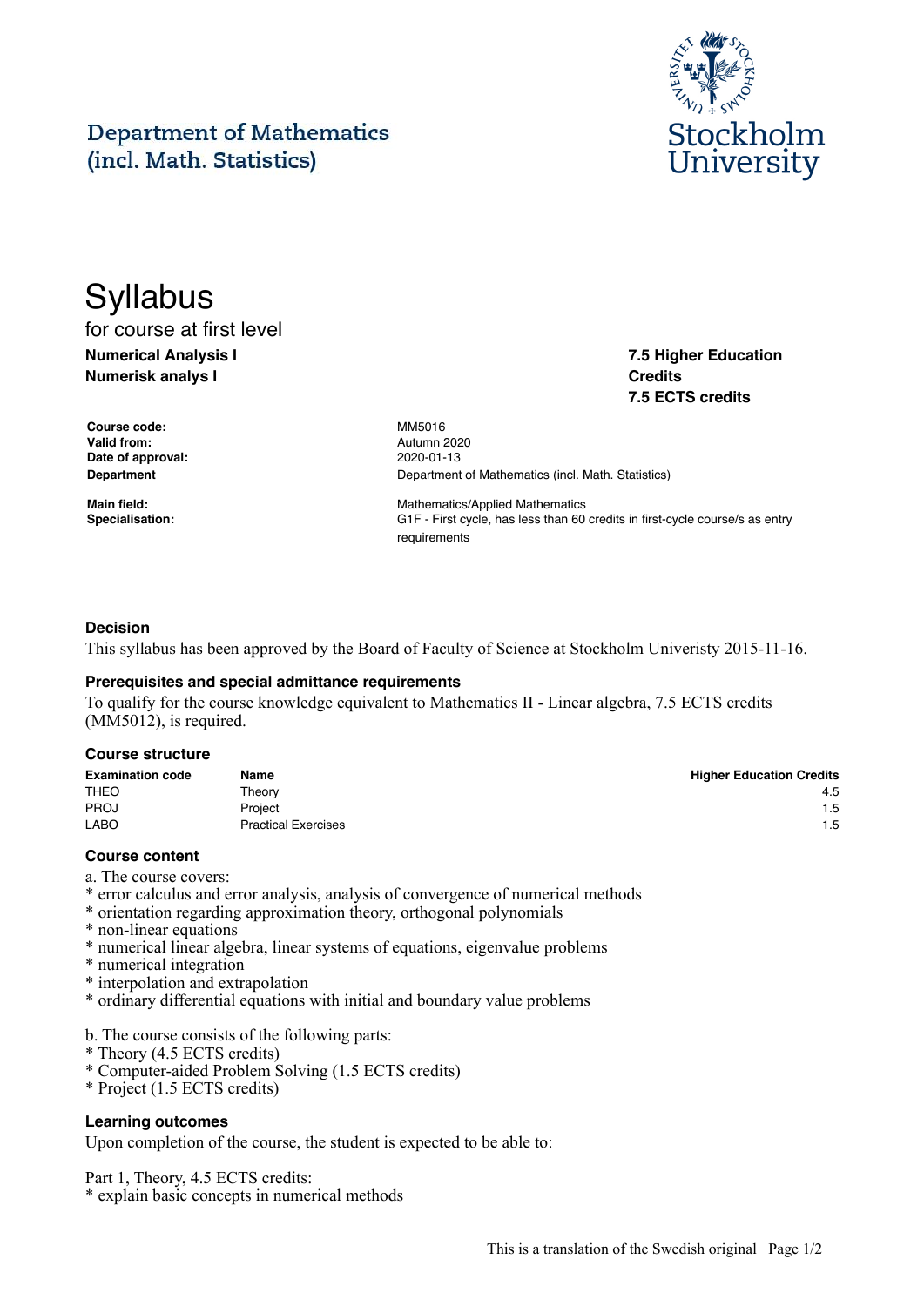Department of Mathematics
(incl. Math. Statistics)

Stockholm University

# Syllabus

for course at first level

**Numerical Analysis I**
**Numerisk analys I**

**7.5 Higher Education Credits**
**7.5 ECTS credits**

| | |
|---|---|
| **Course code:** | MM5016 |
| **Valid from:** | Autumn 2020 |
| **Date of approval:** | 2020-01-13 |
| **Department** | Department of Mathematics (incl. Math. Statistics) |
| **Main field:** | Mathematics/Applied Mathematics |
| **Specialisation:** | G1F - First cycle, has less than 60 credits in first-cycle course/s as entry requirements |

### Decision

This syllabus has been approved by the Board of Faculty of Science at Stockholm Univeristy 2015-11-16.

### Prerequisites and special admittance requirements

To qualify for the course knowledge equivalent to Mathematics II - Linear algebra, 7.5 ECTS credits (MM5012), is required.

### Course structure

| Examination code | Name | Higher Education Credits |
|---|---|---|
| THEO | Theory | 4.5 |
| PROJ | Project | 1.5 |
| LABO | Practical Exercises | 1.5 |

### Course content

a. The course covers:
* error calculus and error analysis, analysis of convergence of numerical methods
* orientation regarding approximation theory, orthogonal polynomials
* non-linear equations
* numerical linear algebra, linear systems of equations, eigenvalue problems
* numerical integration
* interpolation and extrapolation
* ordinary differential equations with initial and boundary value problems

b. The course consists of the following parts:
* Theory (4.5 ECTS credits)
* Computer-aided Problem Solving (1.5 ECTS credits)
* Project (1.5 ECTS credits)

### Learning outcomes

Upon completion of the course, the student is expected to be able to:

Part 1, Theory, 4.5 ECTS credits:
* explain basic concepts in numerical methods

This is a translation of the Swedish original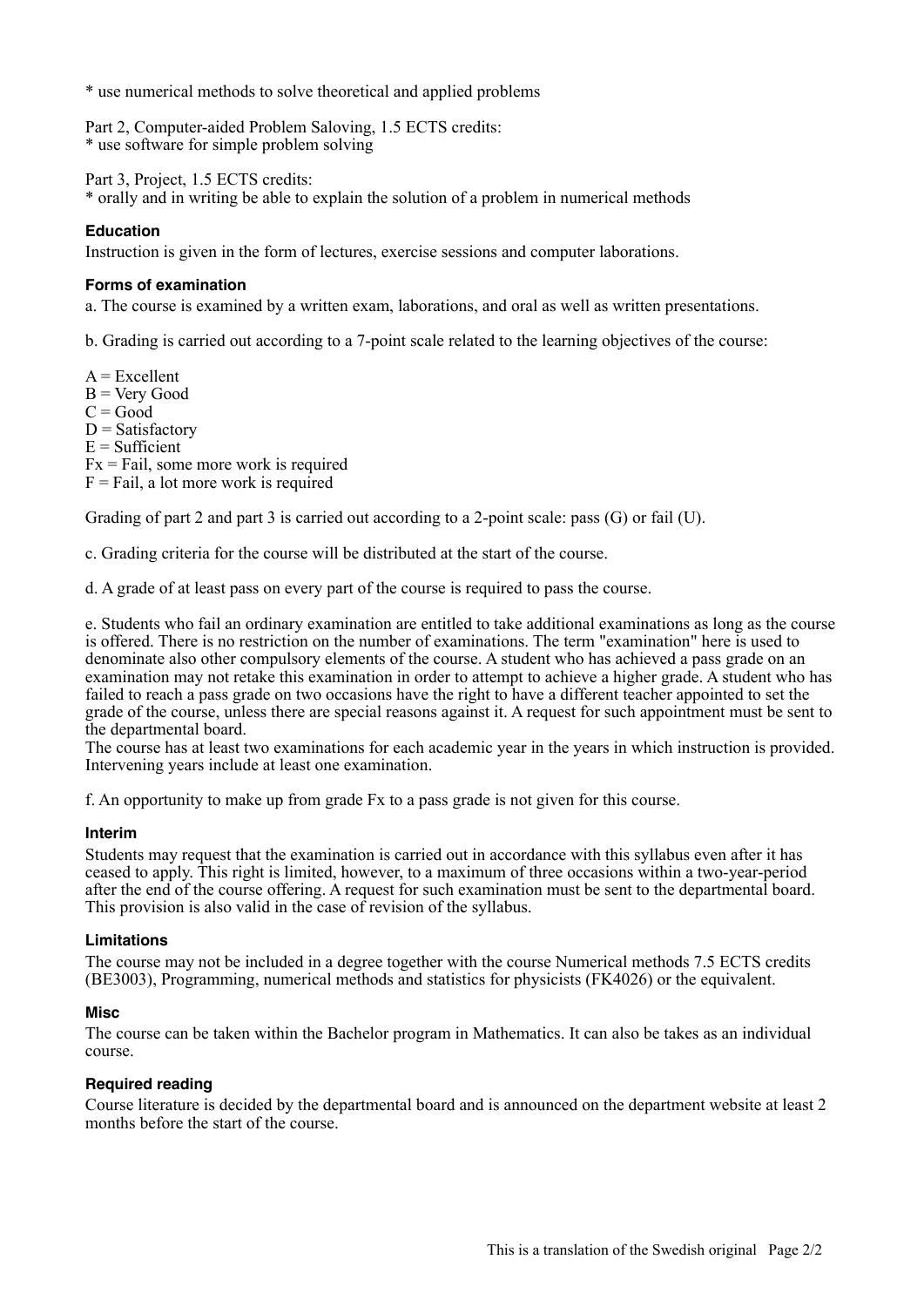* use numerical methods to solve theoretical and applied problems

Part 2, Computer-aided Problem Saloving, 1.5 ECTS credits:
* use software for simple problem solving

Part 3, Project, 1.5 ECTS credits:
* orally and in writing be able to explain the solution of a problem in numerical methods

### Education

Instruction is given in the form of lectures, exercise sessions and computer laborations.

### Forms of examination

a. The course is examined by a written exam, laborations, and oral as well as written presentations.

b. Grading is carried out according to a 7-point scale related to the learning objectives of the course:

A = Excellent
B = Very Good
C = Good
D = Satisfactory
E = Sufficient
Fx = Fail, some more work is required
F = Fail, a lot more work is required

Grading of part 2 and part 3 is carried out according to a 2-point scale: pass (G) or fail (U).

c. Grading criteria for the course will be distributed at the start of the course.

d. A grade of at least pass on every part of the course is required to pass the course.

e. Students who fail an ordinary examination are entitled to take additional examinations as long as the course is offered. There is no restriction on the number of examinations. The term "examination" here is used to denominate also other compulsory elements of the course. A student who has achieved a pass grade on an examination may not retake this examination in order to attempt to achieve a higher grade. A student who has failed to reach a pass grade on two occasions have the right to have a different teacher appointed to set the grade of the course, unless there are special reasons against it. A request for such appointment must be sent to the departmental board.
The course has at least two examinations for each academic year in the years in which instruction is provided. Intervening years include at least one examination.

f. An opportunity to make up from grade Fx to a pass grade is not given for this course.

### Interim

Students may request that the examination is carried out in accordance with this syllabus even after it has ceased to apply. This right is limited, however, to a maximum of three occasions within a two-year-period after the end of the course offering. A request for such examination must be sent to the departmental board. This provision is also valid in the case of revision of the syllabus.

### Limitations

The course may not be included in a degree together with the course Numerical methods 7.5 ECTS credits (BE3003), Programming, numerical methods and statistics for physicists (FK4026) or the equivalent.

### Misc

The course can be taken within the Bachelor program in Mathematics. It can also be takes as an individual course.

### Required reading

Course literature is decided by the departmental board and is announced on the department website at least 2 months before the start of the course.

This is a translation of the Swedish original